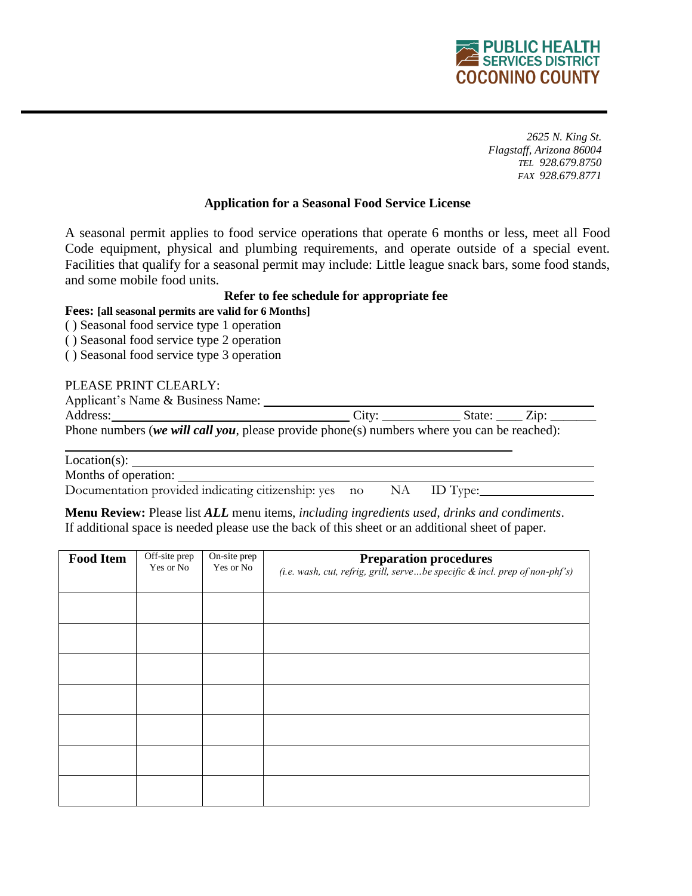PUBLIC HEALTH SERVICES DISTRICT
COCONINO COUNTY

*2625 N. King St.*
*Flagstaff, Arizona 86004*
*TEL 928.679.8750*
*FAX 928.679.8771*

**Application for a Seasonal Food Service License**

A seasonal permit applies to food service operations that operate 6 months or less, meet all Food Code equipment, physical and plumbing requirements, and operate outside of a special event. Facilities that qualify for a seasonal permit may include: Little league snack bars, some food stands, and some mobile food units.

**Refer to fee schedule for appropriate fee**

**Fees: [all seasonal permits are valid for 6 Months]**

( ) Seasonal food service type 1 operation
( ) Seasonal food service type 2 operation
( ) Seasonal food service type 3 operation

PLEASE PRINT CLEARLY:

Applicant's Name & Business Name: ______________________________________________

Address: ________________________________ City: ___________ State: ____ Zip: _______

Phone numbers (***we will call you***, please provide phone(s) numbers where you can be reached):

______________________________________________________________________

Location(s): ______________________________________________________________

Months of operation: _______________________________________________________

Documentation provided indicating citizenship: yes no NA ID Type: _______________

**Menu Review:** Please list ***ALL*** menu items, *including ingredients used, drinks and condiments*. If additional space is needed please use the back of this sheet or an additional sheet of paper.

| **Food Item** | Off-site prep Yes or No | On-site prep Yes or No | **Preparation procedures** *(i.e. wash, cut, refrig, grill, serve…be specific & incl. prep of non-phf's)* |
|---|---|---|---|
| | | | |
| | | | |
| | | | |
| | | | |
| | | | |
| | | | |
| | | | |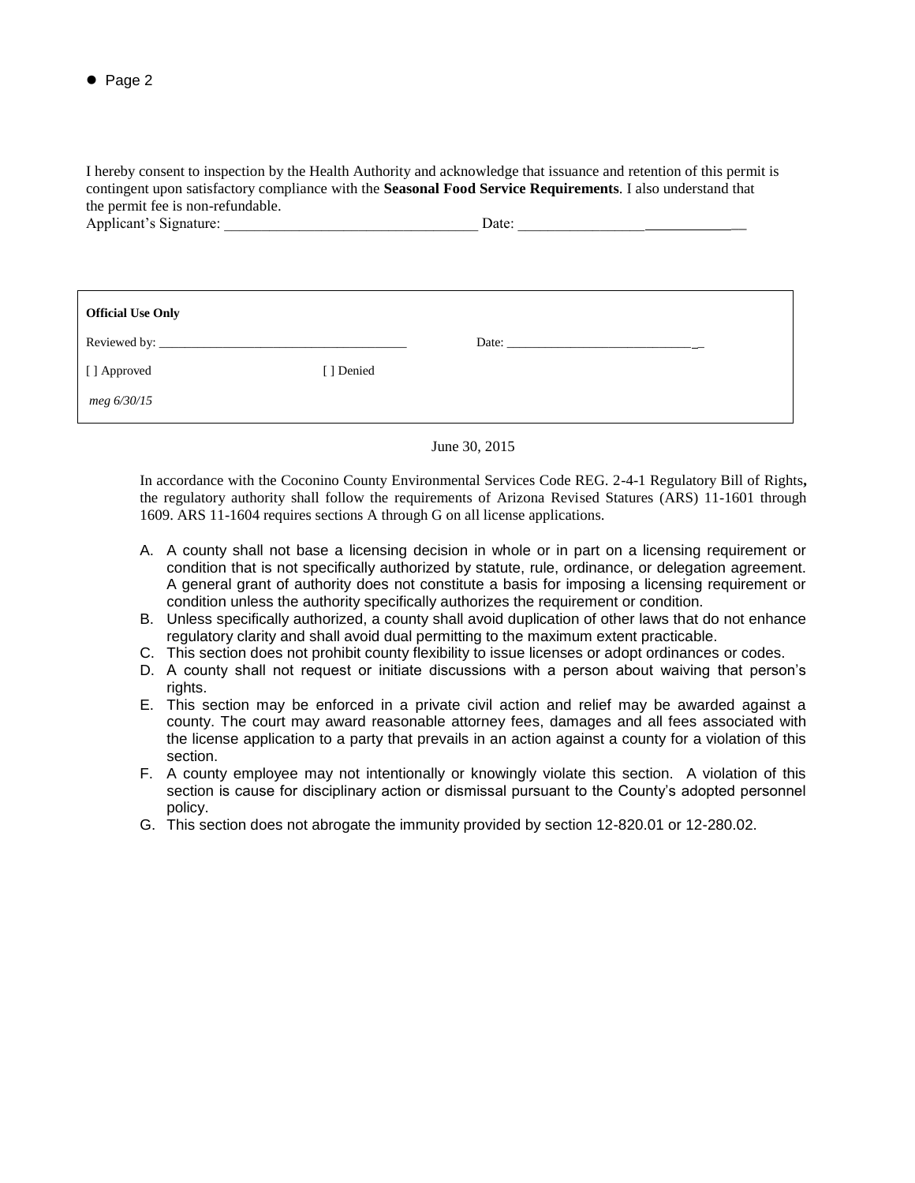● Page 2

I hereby consent to inspection by the Health Authority and acknowledge that issuance and retention of this permit is contingent upon satisfactory compliance with the **Seasonal Food Service Requirements**. I also understand that the permit fee is non-refundable.

Applicant's Signature: _________________________________ Date: _____________________________

**Official Use Only**

Reviewed by: ______________________________________ Date: _____________________________

[ ] Approved [ ] Denied

*meg 6/30/15*

June 30, 2015

In accordance with the Coconino County Environmental Services Code REG. 2-4-1 Regulatory Bill of Rights**,** the regulatory authority shall follow the requirements of Arizona Revised Statures (ARS) 11-1601 through 1609. ARS 11-1604 requires sections A through G on all license applications.

A. A county shall not base a licensing decision in whole or in part on a licensing requirement or condition that is not specifically authorized by statute, rule, ordinance, or delegation agreement. A general grant of authority does not constitute a basis for imposing a licensing requirement or condition unless the authority specifically authorizes the requirement or condition.
B. Unless specifically authorized, a county shall avoid duplication of other laws that do not enhance regulatory clarity and shall avoid dual permitting to the maximum extent practicable.
C. This section does not prohibit county flexibility to issue licenses or adopt ordinances or codes.
D. A county shall not request or initiate discussions with a person about waiving that person's rights.
E. This section may be enforced in a private civil action and relief may be awarded against a county. The court may award reasonable attorney fees, damages and all fees associated with the license application to a party that prevails in an action against a county for a violation of this section.
F. A county employee may not intentionally or knowingly violate this section. A violation of this section is cause for disciplinary action or dismissal pursuant to the County's adopted personnel policy.
G. This section does not abrogate the immunity provided by section 12-820.01 or 12-280.02.